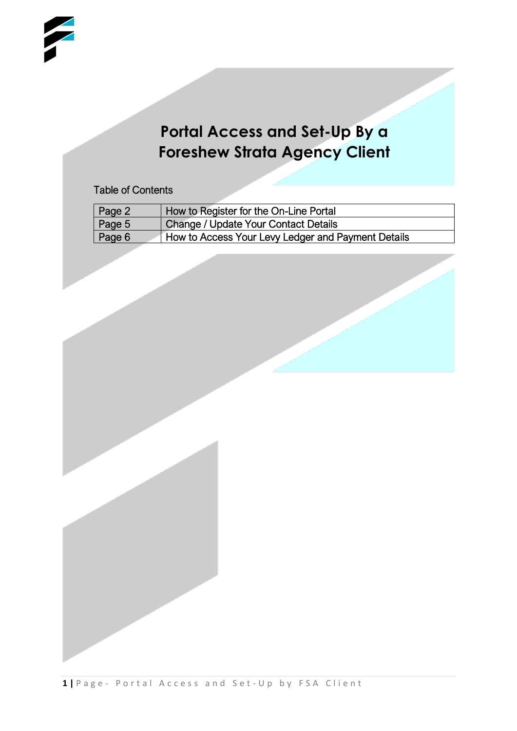# Portal Access and Set-Up By a Foreshew Strata Agency Client

Table of Contents

| Page | Section |
| --- | --- |
| Page 2 | How to Register for the On-Line Portal |
| Page 5 | Change / Update Your Contact Details |
| Page 6 | How to Access Your Levy Ledger and Payment Details |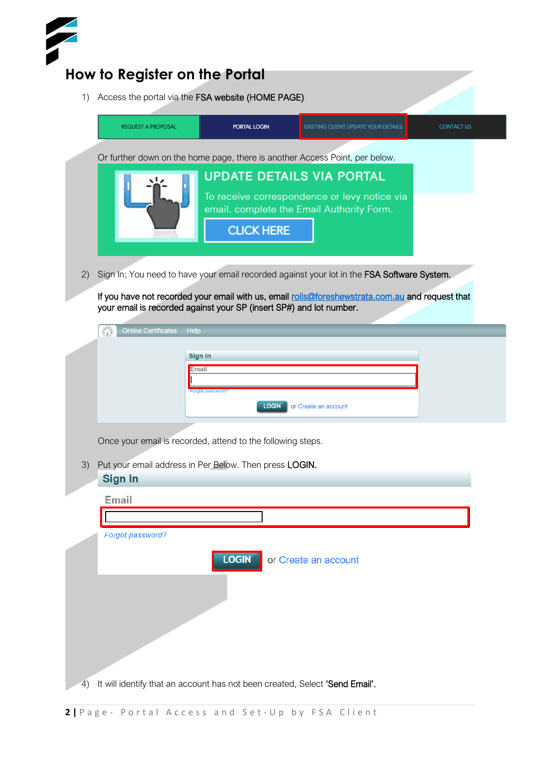# How to Register on the Portal

1) Access the portal via the **FSA website (HOME PAGE)**

REQUEST A PROPOSAL | PORTAL LOGIN | EXISTING CLIENT UPDATE YOUR DETAILS | CONTACT US

Or further down on the home page, there is another Access Point, per below.

UPDATE DETAILS VIA PORTAL

To receive correspondence or levy notice via email, complete the Email Authority Form.

CLICK HERE

2) Sign In; You need to have your email recorded against your lot in the **FSA Software System.**

**If you have not recorded your email with us, email** rolls@foreshewstrata.com.au **and request that your email is recorded against your SP (insert SP#) and lot number.**

Online Certificates Help

Sign In

Email

Forgot password?

LOGIN or Create an account

Once your email is recorded, attend to the following steps.

3) Put your email address in Per Below. Then press **LOGIN.**

**Sign In**

Email

*Forgot password?*

**LOGIN** or Create an account

4) It will identify that an account has not been created, Select **'Send Email'.**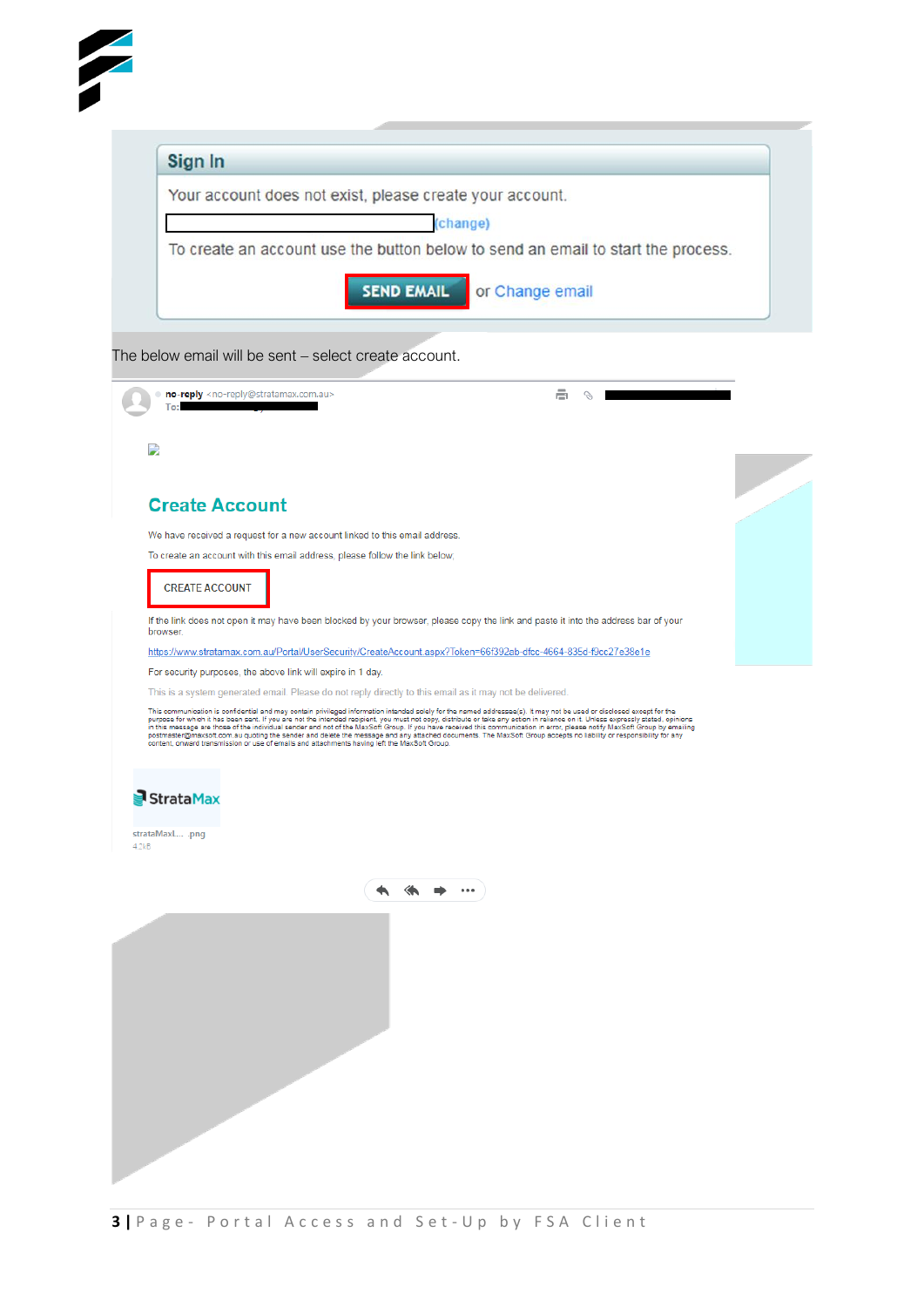## Sign In

Your account does not exist, please create your account.

(change)

To create an account use the button below to send an email to start the process.

**SEND EMAIL** or Change email

The below email will be sent – select create account.

no-reply <no-reply@stratamax.com.au>

To:

## Create Account

We have received a request for a new account linked to this email address.

To create an account with this email address, please follow the link below:

CREATE ACCOUNT

If the link does not open it may have been blocked by your browser, please copy the link and paste it into the address bar of your browser.

https://www.stratamax.com.au/Portal/UserSecurity/CreateAccount.aspx?Token=66f392ab-dfcc-4664-835d-f3cc27e38e1e

For security purposes, the above link will expire in 1 day.

This is a system generated email. Please do not reply directly to this email as it may not be delivered.

This communication is confidential and may contain privileged information intended solely for the named addressee(s). It may not be used or disclosed except for the purpose for which it has been sent. If you are not the intended recipient, you must not copy, distribute or take any action in reliance on it. Unless expressly stated, opinions in this message are those of the individual sender and not of the MaxSoft Group. If you have received this communication in error, please notify MaxSoft Group by emailing postmaster@maxsoft.com.au quoting the sender and delete the message and any attached documents. The MaxSoft Group accepts no liability or responsibility for any content, onward transmission or use of emails and attachments having left the MaxSoft Group.

StrataMax

strataMaxL... .png

4.2kB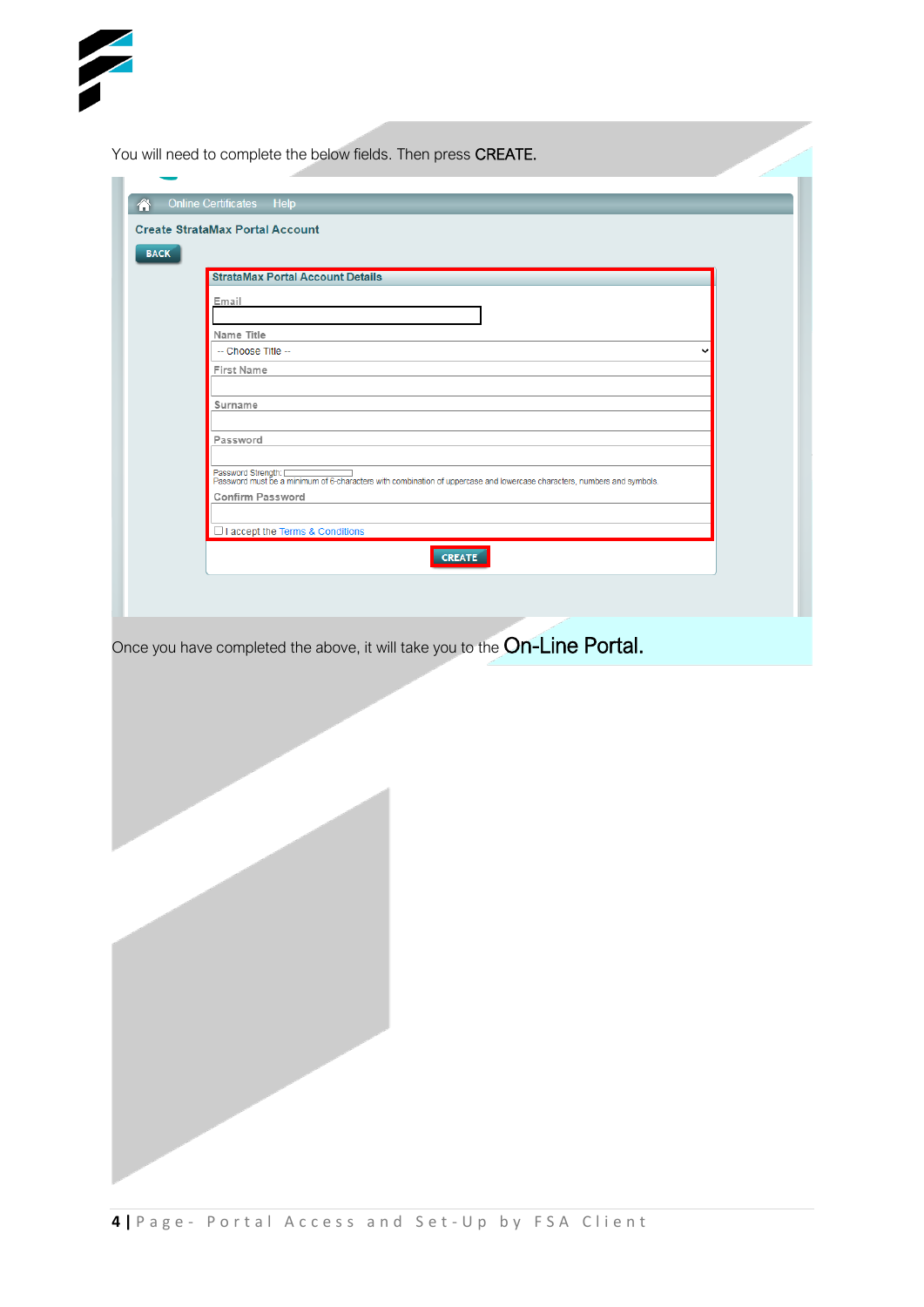You will need to complete the below fields. Then press **CREATE.**

Online Certificates Help

Create StrataMax Portal Account

BACK

StrataMax Portal Account Details

Email

Name Title

-- Choose Title --

First Name

Surname

Password

Password Strength:
Password must be a minimum of 6-characters with combination of uppercase and lowercase characters, numbers and symbols.

Confirm Password

I accept the Terms & Conditions

CREATE

Once you have completed the above, it will take you to the **On-Line Portal.**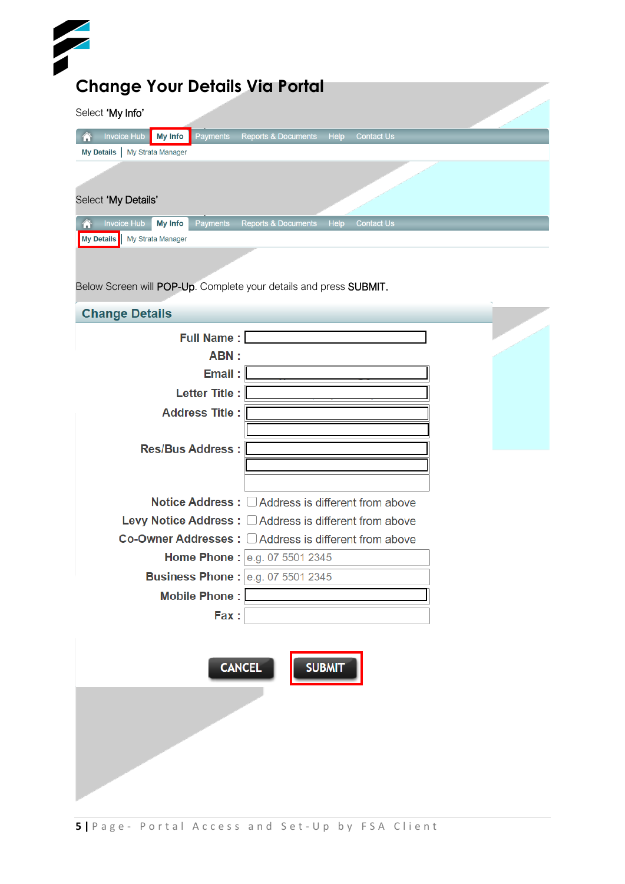# Change Your Details Via Portal

Select 'My Info'

Invoice Hub | My Info | Payments | Reports & Documents | Help | Contact Us

My Details | My Strata Manager

Select 'My Details'

Invoice Hub | My Info | Payments | Reports & Documents | Help | Contact Us

My Details | My Strata Manager

Below Screen will POP-Up. Complete your details and press SUBMIT.

## Change Details

Full Name :

ABN :

Email :

Letter Title :

Address Title :

Res/Bus Address :

Notice Address : Address is different from above

Levy Notice Address : Address is different from above

Co-Owner Addresses : Address is different from above

Home Phone : e.g. 07 5501 2345

Business Phone : e.g. 07 5501 2345

Mobile Phone :

Fax :

CANCEL | SUBMIT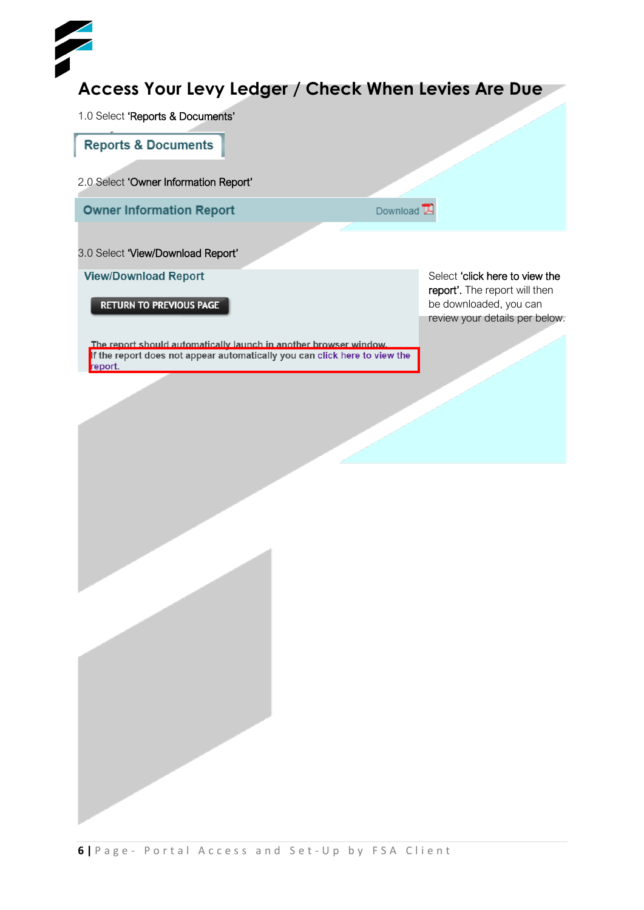# Access Your Levy Ledger / Check When Levies Are Due

1.0 Select 'Reports & Documents'

Reports & Documents

2.0 Select 'Owner Information Report'

Owner Information Report Download

3.0 Select 'View/Download Report'

View/Download Report

RETURN TO PREVIOUS PAGE

The report should automatically launch in another browser window.
If the report does not appear automatically you can click here to view the report.

Select 'click here to view the report'. The report will then be downloaded, you can review your details per below.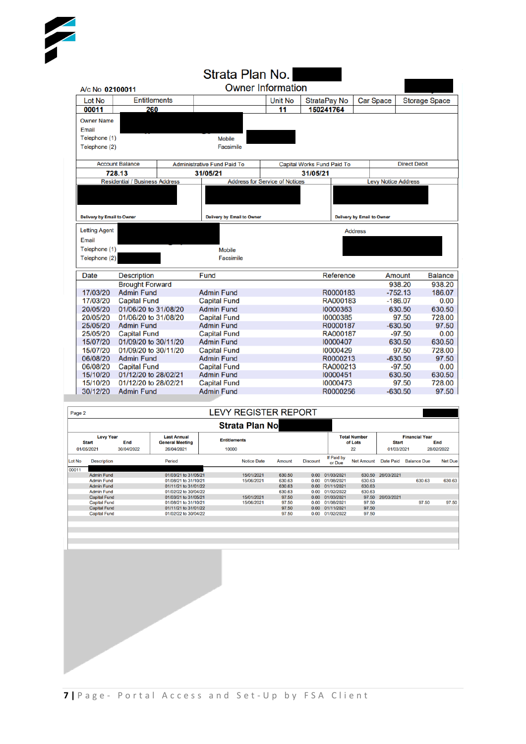# Strata Plan No.

## Owner Information

A/c No **02100011**

| Lot No | Entitlements | | Unit No | StrataPay No | Car Space | Storage Space |
|---|---|---|---|---|---|---|
| **00011** | **260** | | **11** | **150241764** | | |

Owner Name
Email
Telephone (1)
Telephone (2)

Mobile
Facsimile

| Account Balance | Administrative Fund Paid To | Capital Works Fund Paid To | Direct Debit |
|---|---|---|---|
| **728.13** | **31/05/21** | **31/05/21** | |

| Residential / Business Address | Address for Service of Notices | Levy Notice Address |
|---|---|---|
| Delivery by Email to Owner | Delivery by Email to Owner | Delivery by Email to Owner |

Letting Agent
Email
Telephone (1)
Telephone (2)

Mobile
Facsimile

Address

| Date | Description | Fund | Reference | Amount | Balance |
|---|---|---|---|---|---|
| | Brought Forward | | | 938.20 | 938.20 |
| 17/03/20 | Admin Fund | Admin Fund | R0000183 | -752.13 | 186.07 |
| 17/03/20 | Capital Fund | Capital Fund | RA000183 | -186.07 | 0.00 |
| 20/05/20 | 01/06/20 to 31/08/20 | Admin Fund | I0000363 | 630.50 | 630.50 |
| 20/05/20 | 01/06/20 to 31/08/20 | Capital Fund | I0000385 | 97.50 | 728.00 |
| 25/05/20 | Admin Fund | Admin Fund | R0000187 | -630.50 | 97.50 |
| 25/05/20 | Capital Fund | Capital Fund | RA000187 | -97.50 | 0.00 |
| 15/07/20 | 01/09/20 to 30/11/20 | Admin Fund | I0000407 | 630.50 | 630.50 |
| 15/07/20 | 01/09/20 to 30/11/20 | Capital Fund | I0000429 | 97.50 | 728.00 |
| 06/08/20 | Admin Fund | Admin Fund | R0000213 | -630.50 | 97.50 |
| 06/08/20 | Capital Fund | Capital Fund | RA000213 | -97.50 | 0.00 |
| 15/10/20 | 01/12/20 to 28/02/21 | Admin Fund | I0000451 | 630.50 | 630.50 |
| 15/10/20 | 01/12/20 to 28/02/21 | Capital Fund | I0000473 | 97.50 | 728.00 |
| 30/12/20 | Admin Fund | Admin Fund | R0000256 | -630.50 | 97.50 |

Page 2

## LEVY REGISTER REPORT

### Strata Plan No

| Levy Year Start | Levy Year End | Last Annual General Meeting | Entitlements | Total Number of Lots | Financial Year Start | Financial Year End |
|---|---|---|---|---|---|---|
| 01/05/2021 | 30/04/2022 | 26/04/2021 | 10000 | 22 | 01/03/2021 | 28/02/2022 |

| Lot No | Description | Period | Notice Date | Amount | Discount | If Paid by or Due | Net Amount | Date Paid | Balance Due | Net Due |
|---|---|---|---|---|---|---|---|---|---|---|
| 00011 | | | | | | | | | | |
| | Admin Fund | 01/03/21 to 31/05/21 | 15/01/2021 | 630.50 | 0.00 | 01/03/2021 | 630.50 | 26/03/2021 | | |
| | Admin Fund | 01/08/21 to 31/10/21 | 15/06/2021 | 630.63 | 0.00 | 01/08/2021 | 630.63 | | 630.63 | 630.63 |
| | Admin Fund | 01/11/21 to 31/01/22 | | 630.63 | 0.00 | 01/11/2021 | 630.63 | | | |
| | Admin Fund | 01/02/22 to 30/04/22 | | 630.63 | 0.00 | 01/02/2022 | 630.63 | | | |
| | Capital Fund | 01/03/21 to 31/05/21 | 15/01/2021 | 97.50 | 0.00 | 01/03/2021 | 97.50 | 26/03/2021 | | |
| | Capital Fund | 01/08/21 to 31/10/21 | 15/06/2021 | 97.50 | 0.00 | 01/08/2021 | 97.50 | | 97.50 | 97.50 |
| | Capital Fund | 01/11/21 to 31/01/22 | | 97.50 | 0.00 | 01/11/2021 | 97.50 | | | |
| | Capital Fund | 01/02/22 to 30/04/22 | | 97.50 | 0.00 | 01/02/2022 | 97.50 | | | |